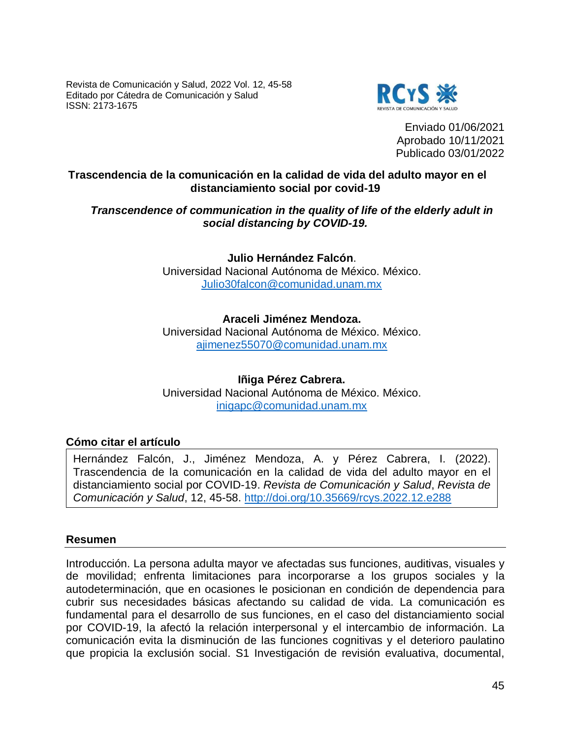Revista de Comunicación y Salud, 2022 Vol. 12, 45-58
Editado por Cátedra de Comunicación y Salud
ISSN: 2173-1675

Enviado 01/06/2021
Aprobado 10/11/2021
Publicado 03/01/2022

# Trascendencia de la comunicación en la calidad de vida del adulto mayor en el distanciamiento social por covid-19

## *Transcendence of communication in the quality of life of the elderly adult in social distancing by COVID-19.*

**Julio Hernández Falcón**.
Universidad Nacional Autónoma de México. México.
Julio30falcon@comunidad.unam.mx

**Araceli Jiménez Mendoza.**
Universidad Nacional Autónoma de México. México.
ajimenez55070@comunidad.unam.mx

**Iñiga Pérez Cabrera.**
Universidad Nacional Autónoma de México. México.
inigapc@comunidad.unam.mx

### Cómo citar el artículo

Hernández Falcón, J., Jiménez Mendoza, A. y Pérez Cabrera, I. (2022). Trascendencia de la comunicación en la calidad de vida del adulto mayor en el distanciamiento social por COVID-19. *Revista de Comunicación y Salud*, *Revista de Comunicación y Salud*, 12, 45-58. http://doi.org/10.35669/rcys.2022.12.e288

### Resumen

Introducción. La persona adulta mayor ve afectadas sus funciones, auditivas, visuales y de movilidad; enfrenta limitaciones para incorporarse a los grupos sociales y la autodeterminación, que en ocasiones le posicionan en condición de dependencia para cubrir sus necesidades básicas afectando su calidad de vida. La comunicación es fundamental para el desarrollo de sus funciones, en el caso del distanciamiento social por COVID-19, la afectó la relación interpersonal y el intercambio de información. La comunicación evita la disminución de las funciones cognitivas y el deterioro paulatino que propicia la exclusión social. S1 Investigación de revisión evaluativa, documental,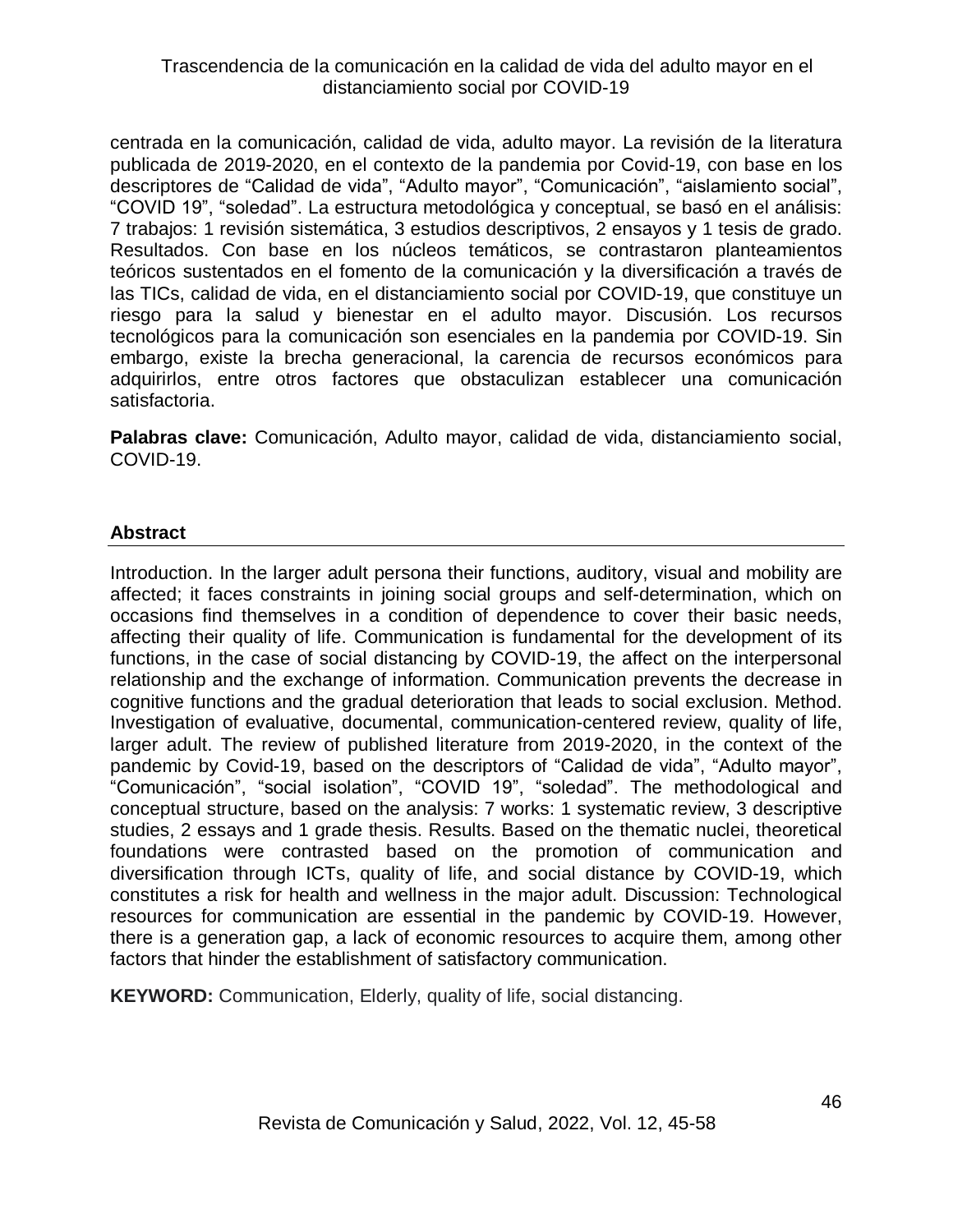centrada en la comunicación, calidad de vida, adulto mayor. La revisión de la literatura publicada de 2019-2020, en el contexto de la pandemia por Covid-19, con base en los descriptores de "Calidad de vida", "Adulto mayor", "Comunicación", "aislamiento social", "COVID 19", "soledad". La estructura metodológica y conceptual, se basó en el análisis: 7 trabajos: 1 revisión sistemática, 3 estudios descriptivos, 2 ensayos y 1 tesis de grado. Resultados. Con base en los núcleos temáticos, se contrastaron planteamientos teóricos sustentados en el fomento de la comunicación y la diversificación a través de las TICs, calidad de vida, en el distanciamiento social por COVID-19, que constituye un riesgo para la salud y bienestar en el adulto mayor. Discusión. Los recursos tecnológicos para la comunicación son esenciales en la pandemia por COVID-19. Sin embargo, existe la brecha generacional, la carencia de recursos económicos para adquirirlos, entre otros factores que obstaculizan establecer una comunicación satisfactoria.

**Palabras clave:** Comunicación, Adulto mayor, calidad de vida, distanciamiento social, COVID-19.

## Abstract

Introduction. In the larger adult persona their functions, auditory, visual and mobility are affected; it faces constraints in joining social groups and self-determination, which on occasions find themselves in a condition of dependence to cover their basic needs, affecting their quality of life. Communication is fundamental for the development of its functions, in the case of social distancing by COVID-19, the affect on the interpersonal relationship and the exchange of information. Communication prevents the decrease in cognitive functions and the gradual deterioration that leads to social exclusion. Method. Investigation of evaluative, documental, communication-centered review, quality of life, larger adult. The review of published literature from 2019-2020, in the context of the pandemic by Covid-19, based on the descriptors of "Calidad de vida", "Adulto mayor", "Comunicación", "social isolation", "COVID 19", "soledad". The methodological and conceptual structure, based on the analysis: 7 works: 1 systematic review, 3 descriptive studies, 2 essays and 1 grade thesis. Results. Based on the thematic nuclei, theoretical foundations were contrasted based on the promotion of communication and diversification through ICTs, quality of life, and social distance by COVID-19, which constitutes a risk for health and wellness in the major adult. Discussion: Technological resources for communication are essential in the pandemic by COVID-19. However, there is a generation gap, a lack of economic resources to acquire them, among other factors that hinder the establishment of satisfactory communication.

**KEYWORD:** Communication, Elderly, quality of life, social distancing.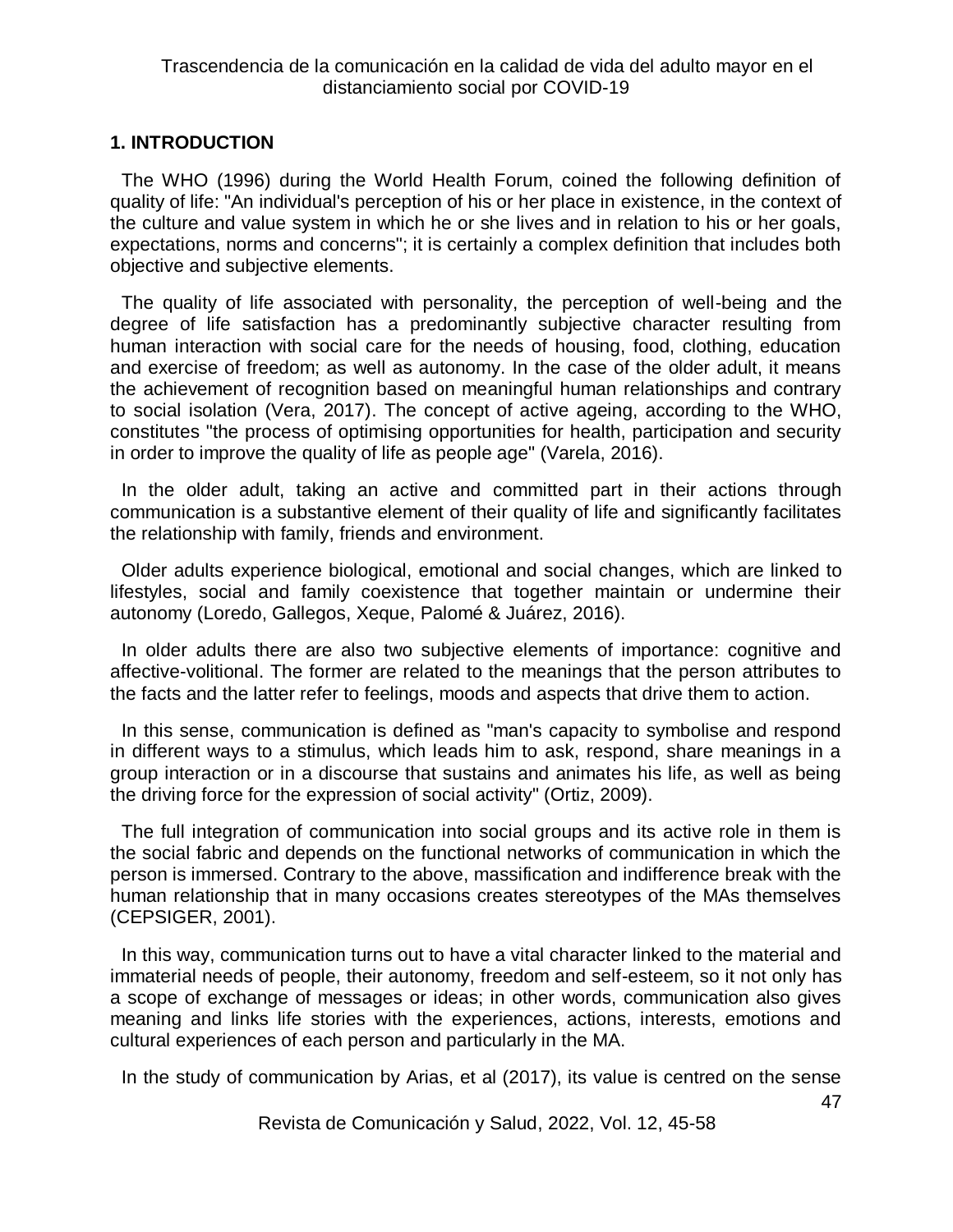## 1. INTRODUCTION

The WHO (1996) during the World Health Forum, coined the following definition of quality of life: "An individual's perception of his or her place in existence, in the context of the culture and value system in which he or she lives and in relation to his or her goals, expectations, norms and concerns"; it is certainly a complex definition that includes both objective and subjective elements.

The quality of life associated with personality, the perception of well-being and the degree of life satisfaction has a predominantly subjective character resulting from human interaction with social care for the needs of housing, food, clothing, education and exercise of freedom; as well as autonomy. In the case of the older adult, it means the achievement of recognition based on meaningful human relationships and contrary to social isolation (Vera, 2017). The concept of active ageing, according to the WHO, constitutes "the process of optimising opportunities for health, participation and security in order to improve the quality of life as people age" (Varela, 2016).

In the older adult, taking an active and committed part in their actions through communication is a substantive element of their quality of life and significantly facilitates the relationship with family, friends and environment.

Older adults experience biological, emotional and social changes, which are linked to lifestyles, social and family coexistence that together maintain or undermine their autonomy (Loredo, Gallegos, Xeque, Palomé & Juárez, 2016).

In older adults there are also two subjective elements of importance: cognitive and affective-volitional. The former are related to the meanings that the person attributes to the facts and the latter refer to feelings, moods and aspects that drive them to action.

In this sense, communication is defined as "man's capacity to symbolise and respond in different ways to a stimulus, which leads him to ask, respond, share meanings in a group interaction or in a discourse that sustains and animates his life, as well as being the driving force for the expression of social activity" (Ortiz, 2009).

The full integration of communication into social groups and its active role in them is the social fabric and depends on the functional networks of communication in which the person is immersed. Contrary to the above, massification and indifference break with the human relationship that in many occasions creates stereotypes of the MAs themselves (CEPSIGER, 2001).

In this way, communication turns out to have a vital character linked to the material and immaterial needs of people, their autonomy, freedom and self-esteem, so it not only has a scope of exchange of messages or ideas; in other words, communication also gives meaning and links life stories with the experiences, actions, interests, emotions and cultural experiences of each person and particularly in the MA.

In the study of communication by Arias, et al (2017), its value is centred on the sense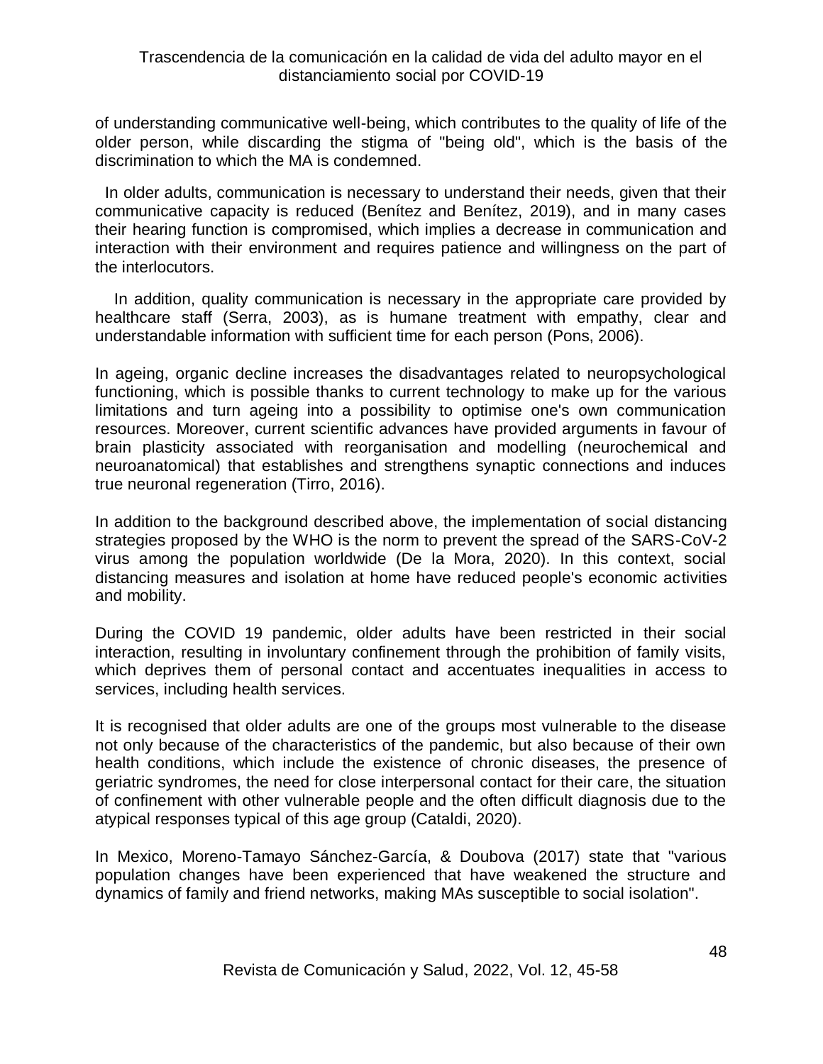of understanding communicative well-being, which contributes to the quality of life of the older person, while discarding the stigma of "being old", which is the basis of the discrimination to which the MA is condemned.

In older adults, communication is necessary to understand their needs, given that their communicative capacity is reduced (Benítez and Benítez, 2019), and in many cases their hearing function is compromised, which implies a decrease in communication and interaction with their environment and requires patience and willingness on the part of the interlocutors.

In addition, quality communication is necessary in the appropriate care provided by healthcare staff (Serra, 2003), as is humane treatment with empathy, clear and understandable information with sufficient time for each person (Pons, 2006).

In ageing, organic decline increases the disadvantages related to neuropsychological functioning, which is possible thanks to current technology to make up for the various limitations and turn ageing into a possibility to optimise one's own communication resources. Moreover, current scientific advances have provided arguments in favour of brain plasticity associated with reorganisation and modelling (neurochemical and neuroanatomical) that establishes and strengthens synaptic connections and induces true neuronal regeneration (Tirro, 2016).

In addition to the background described above, the implementation of social distancing strategies proposed by the WHO is the norm to prevent the spread of the SARS-CoV-2 virus among the population worldwide (De la Mora, 2020). In this context, social distancing measures and isolation at home have reduced people's economic activities and mobility.

During the COVID 19 pandemic, older adults have been restricted in their social interaction, resulting in involuntary confinement through the prohibition of family visits, which deprives them of personal contact and accentuates inequalities in access to services, including health services.

It is recognised that older adults are one of the groups most vulnerable to the disease not only because of the characteristics of the pandemic, but also because of their own health conditions, which include the existence of chronic diseases, the presence of geriatric syndromes, the need for close interpersonal contact for their care, the situation of confinement with other vulnerable people and the often difficult diagnosis due to the atypical responses typical of this age group (Cataldi, 2020).

In Mexico, Moreno-Tamayo Sánchez-García, & Doubova (2017) state that "various population changes have been experienced that have weakened the structure and dynamics of family and friend networks, making MAs susceptible to social isolation".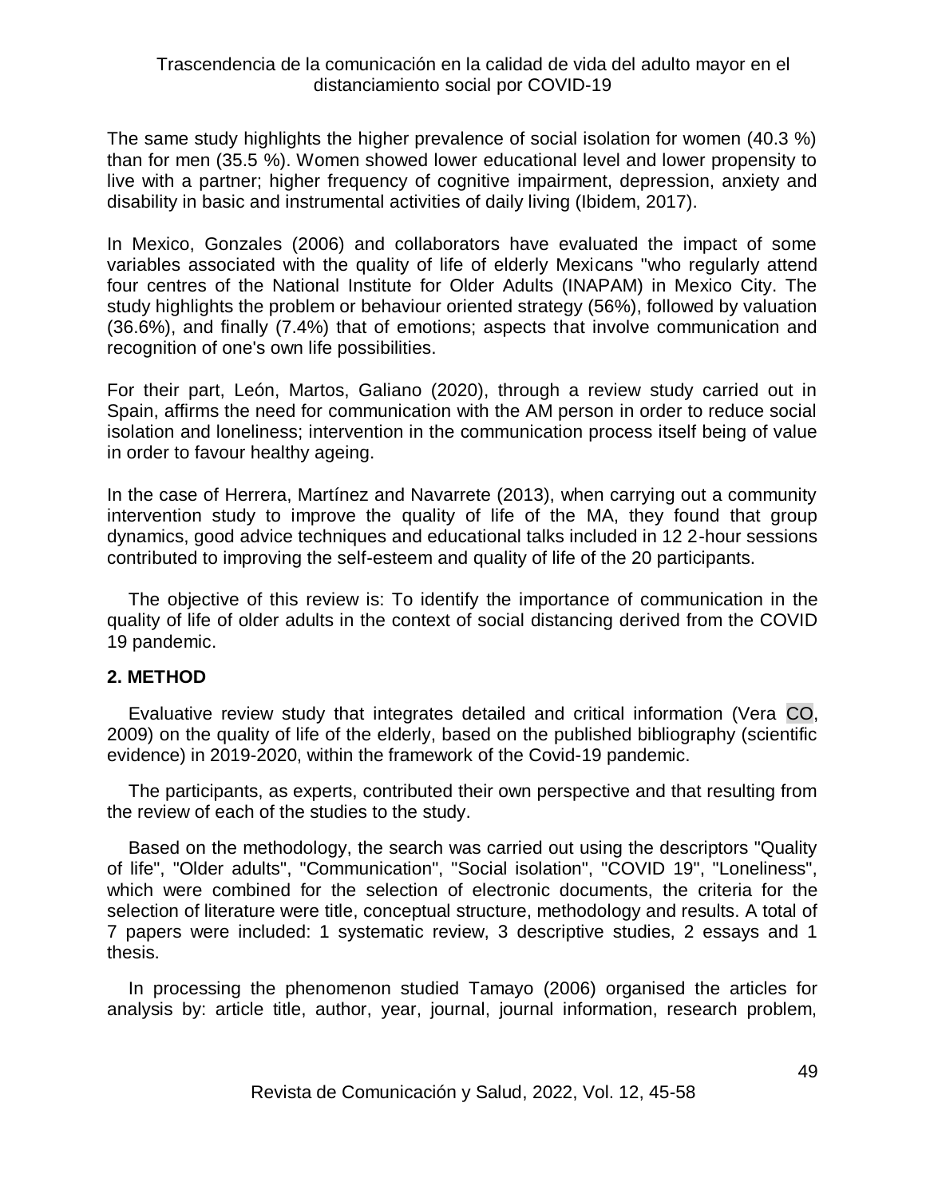The same study highlights the higher prevalence of social isolation for women (40.3 %) than for men (35.5 %). Women showed lower educational level and lower propensity to live with a partner; higher frequency of cognitive impairment, depression, anxiety and disability in basic and instrumental activities of daily living (Ibidem, 2017).

In Mexico, Gonzales (2006) and collaborators have evaluated the impact of some variables associated with the quality of life of elderly Mexicans "who regularly attend four centres of the National Institute for Older Adults (INAPAM) in Mexico City. The study highlights the problem or behaviour oriented strategy (56%), followed by valuation (36.6%), and finally (7.4%) that of emotions; aspects that involve communication and recognition of one's own life possibilities.

For their part, León, Martos, Galiano (2020), through a review study carried out in Spain, affirms the need for communication with the AM person in order to reduce social isolation and loneliness; intervention in the communication process itself being of value in order to favour healthy ageing.

In the case of Herrera, Martínez and Navarrete (2013), when carrying out a community intervention study to improve the quality of life of the MA, they found that group dynamics, good advice techniques and educational talks included in 12 2-hour sessions contributed to improving the self-esteem and quality of life of the 20 participants.

The objective of this review is: To identify the importance of communication in the quality of life of older adults in the context of social distancing derived from the COVID 19 pandemic.

## 2. METHOD

Evaluative review study that integrates detailed and critical information (Vera CO, 2009) on the quality of life of the elderly, based on the published bibliography (scientific evidence) in 2019-2020, within the framework of the Covid-19 pandemic.

The participants, as experts, contributed their own perspective and that resulting from the review of each of the studies to the study.

Based on the methodology, the search was carried out using the descriptors "Quality of life", "Older adults", "Communication", "Social isolation", "COVID 19", "Loneliness", which were combined for the selection of electronic documents, the criteria for the selection of literature were title, conceptual structure, methodology and results. A total of 7 papers were included: 1 systematic review, 3 descriptive studies, 2 essays and 1 thesis.

In processing the phenomenon studied Tamayo (2006) organised the articles for analysis by: article title, author, year, journal, journal information, research problem,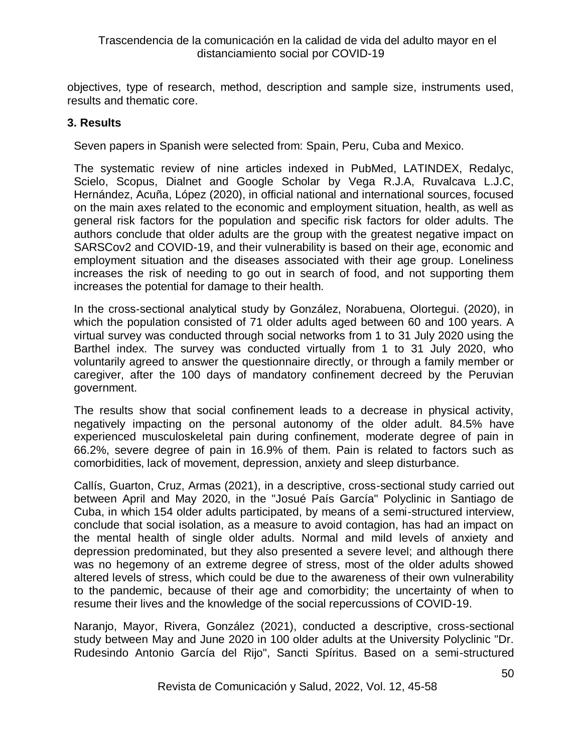objectives, type of research, method, description and sample size, instruments used, results and thematic core.

## 3. Results

Seven papers in Spanish were selected from: Spain, Peru, Cuba and Mexico.

The systematic review of nine articles indexed in PubMed, LATINDEX, Redalyc, Scielo, Scopus, Dialnet and Google Scholar by Vega R.J.A, Ruvalcava L.J.C, Hernández, Acuña, López (2020), in official national and international sources, focused on the main axes related to the economic and employment situation, health, as well as general risk factors for the population and specific risk factors for older adults. The authors conclude that older adults are the group with the greatest negative impact on SARSCov2 and COVID-19, and their vulnerability is based on their age, economic and employment situation and the diseases associated with their age group. Loneliness increases the risk of needing to go out in search of food, and not supporting them increases the potential for damage to their health.

In the cross-sectional analytical study by González, Norabuena, Olortegui. (2020), in which the population consisted of 71 older adults aged between 60 and 100 years. A virtual survey was conducted through social networks from 1 to 31 July 2020 using the Barthel index. The survey was conducted virtually from 1 to 31 July 2020, who voluntarily agreed to answer the questionnaire directly, or through a family member or caregiver, after the 100 days of mandatory confinement decreed by the Peruvian government.

The results show that social confinement leads to a decrease in physical activity, negatively impacting on the personal autonomy of the older adult. 84.5% have experienced musculoskeletal pain during confinement, moderate degree of pain in 66.2%, severe degree of pain in 16.9% of them. Pain is related to factors such as comorbidities, lack of movement, depression, anxiety and sleep disturbance.

Callís, Guarton, Cruz, Armas (2021), in a descriptive, cross-sectional study carried out between April and May 2020, in the "Josué País García" Polyclinic in Santiago de Cuba, in which 154 older adults participated, by means of a semi-structured interview, conclude that social isolation, as a measure to avoid contagion, has had an impact on the mental health of single older adults. Normal and mild levels of anxiety and depression predominated, but they also presented a severe level; and although there was no hegemony of an extreme degree of stress, most of the older adults showed altered levels of stress, which could be due to the awareness of their own vulnerability to the pandemic, because of their age and comorbidity; the uncertainty of when to resume their lives and the knowledge of the social repercussions of COVID-19.

Naranjo, Mayor, Rivera, González (2021), conducted a descriptive, cross-sectional study between May and June 2020 in 100 older adults at the University Polyclinic "Dr. Rudesindo Antonio García del Rijo", Sancti Spíritus. Based on a semi-structured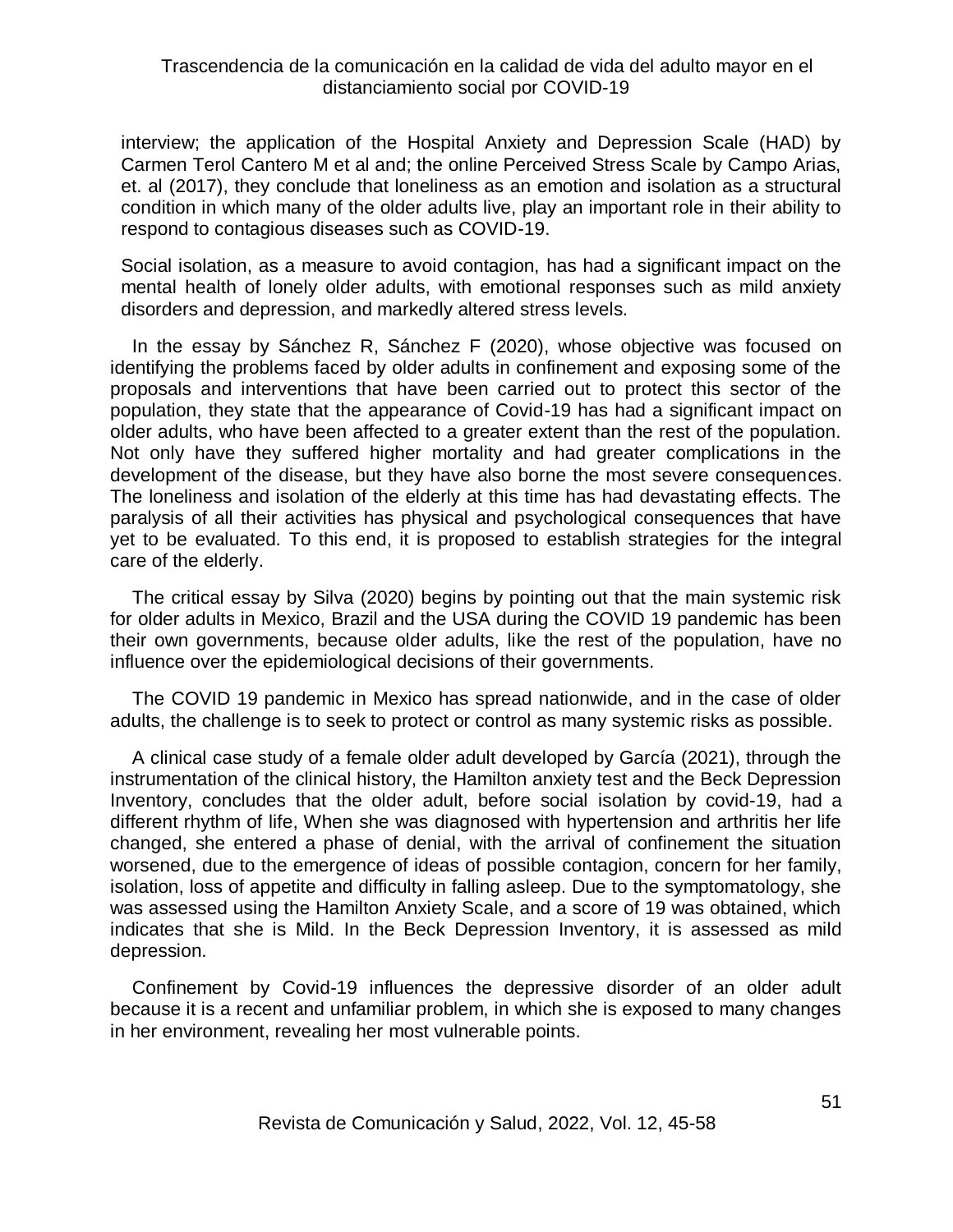interview; the application of the Hospital Anxiety and Depression Scale (HAD) by Carmen Terol Cantero M et al and; the online Perceived Stress Scale by Campo Arias, et. al (2017), they conclude that loneliness as an emotion and isolation as a structural condition in which many of the older adults live, play an important role in their ability to respond to contagious diseases such as COVID-19.

Social isolation, as a measure to avoid contagion, has had a significant impact on the mental health of lonely older adults, with emotional responses such as mild anxiety disorders and depression, and markedly altered stress levels.

In the essay by Sánchez R, Sánchez F (2020), whose objective was focused on identifying the problems faced by older adults in confinement and exposing some of the proposals and interventions that have been carried out to protect this sector of the population, they state that the appearance of Covid-19 has had a significant impact on older adults, who have been affected to a greater extent than the rest of the population. Not only have they suffered higher mortality and had greater complications in the development of the disease, but they have also borne the most severe consequences. The loneliness and isolation of the elderly at this time has had devastating effects. The paralysis of all their activities has physical and psychological consequences that have yet to be evaluated. To this end, it is proposed to establish strategies for the integral care of the elderly.

The critical essay by Silva (2020) begins by pointing out that the main systemic risk for older adults in Mexico, Brazil and the USA during the COVID 19 pandemic has been their own governments, because older adults, like the rest of the population, have no influence over the epidemiological decisions of their governments.

The COVID 19 pandemic in Mexico has spread nationwide, and in the case of older adults, the challenge is to seek to protect or control as many systemic risks as possible.

A clinical case study of a female older adult developed by García (2021), through the instrumentation of the clinical history, the Hamilton anxiety test and the Beck Depression Inventory, concludes that the older adult, before social isolation by covid-19, had a different rhythm of life, When she was diagnosed with hypertension and arthritis her life changed, she entered a phase of denial, with the arrival of confinement the situation worsened, due to the emergence of ideas of possible contagion, concern for her family, isolation, loss of appetite and difficulty in falling asleep. Due to the symptomatology, she was assessed using the Hamilton Anxiety Scale, and a score of 19 was obtained, which indicates that she is Mild. In the Beck Depression Inventory, it is assessed as mild depression.

Confinement by Covid-19 influences the depressive disorder of an older adult because it is a recent and unfamiliar problem, in which she is exposed to many changes in her environment, revealing her most vulnerable points.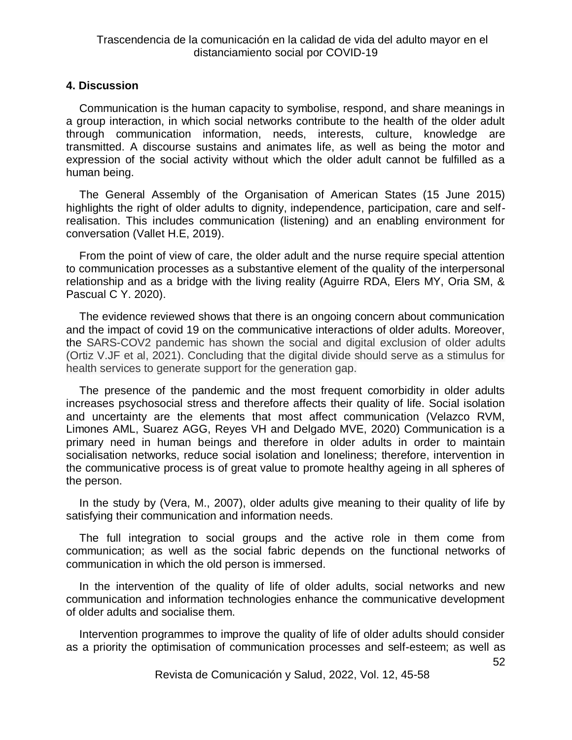## 4. Discussion

Communication is the human capacity to symbolise, respond, and share meanings in a group interaction, in which social networks contribute to the health of the older adult through communication information, needs, interests, culture, knowledge are transmitted. A discourse sustains and animates life, as well as being the motor and expression of the social activity without which the older adult cannot be fulfilled as a human being.

The General Assembly of the Organisation of American States (15 June 2015) highlights the right of older adults to dignity, independence, participation, care and self-realisation. This includes communication (listening) and an enabling environment for conversation (Vallet H.E, 2019).

From the point of view of care, the older adult and the nurse require special attention to communication processes as a substantive element of the quality of the interpersonal relationship and as a bridge with the living reality (Aguirre RDA, Elers MY, Oria SM, & Pascual C Y. 2020).

The evidence reviewed shows that there is an ongoing concern about communication and the impact of covid 19 on the communicative interactions of older adults. Moreover, the SARS-COV2 pandemic has shown the social and digital exclusion of older adults (Ortiz V.JF et al, 2021). Concluding that the digital divide should serve as a stimulus for health services to generate support for the generation gap.

The presence of the pandemic and the most frequent comorbidity in older adults increases psychosocial stress and therefore affects their quality of life. Social isolation and uncertainty are the elements that most affect communication (Velazco RVM, Limones AML, Suarez AGG, Reyes VH and Delgado MVE, 2020) Communication is a primary need in human beings and therefore in older adults in order to maintain socialisation networks, reduce social isolation and loneliness; therefore, intervention in the communicative process is of great value to promote healthy ageing in all spheres of the person.

In the study by (Vera, M., 2007), older adults give meaning to their quality of life by satisfying their communication and information needs.

The full integration to social groups and the active role in them come from communication; as well as the social fabric depends on the functional networks of communication in which the old person is immersed.

In the intervention of the quality of life of older adults, social networks and new communication and information technologies enhance the communicative development of older adults and socialise them.

Intervention programmes to improve the quality of life of older adults should consider as a priority the optimisation of communication processes and self-esteem; as well as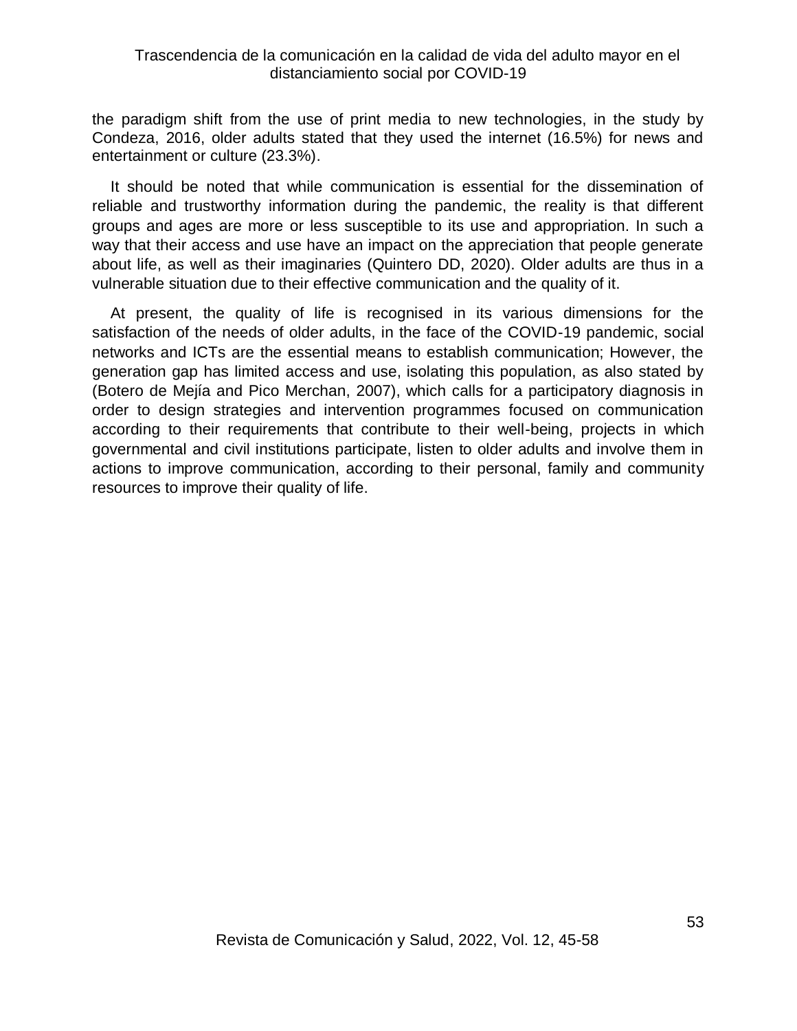the paradigm shift from the use of print media to new technologies, in the study by Condeza, 2016, older adults stated that they used the internet (16.5%) for news and entertainment or culture (23.3%).

It should be noted that while communication is essential for the dissemination of reliable and trustworthy information during the pandemic, the reality is that different groups and ages are more or less susceptible to its use and appropriation. In such a way that their access and use have an impact on the appreciation that people generate about life, as well as their imaginaries (Quintero DD, 2020). Older adults are thus in a vulnerable situation due to their effective communication and the quality of it.

At present, the quality of life is recognised in its various dimensions for the satisfaction of the needs of older adults, in the face of the COVID-19 pandemic, social networks and ICTs are the essential means to establish communication; However, the generation gap has limited access and use, isolating this population, as also stated by (Botero de Mejía and Pico Merchan, 2007), which calls for a participatory diagnosis in order to design strategies and intervention programmes focused on communication according to their requirements that contribute to their well-being, projects in which governmental and civil institutions participate, listen to older adults and involve them in actions to improve communication, according to their personal, family and community resources to improve their quality of life.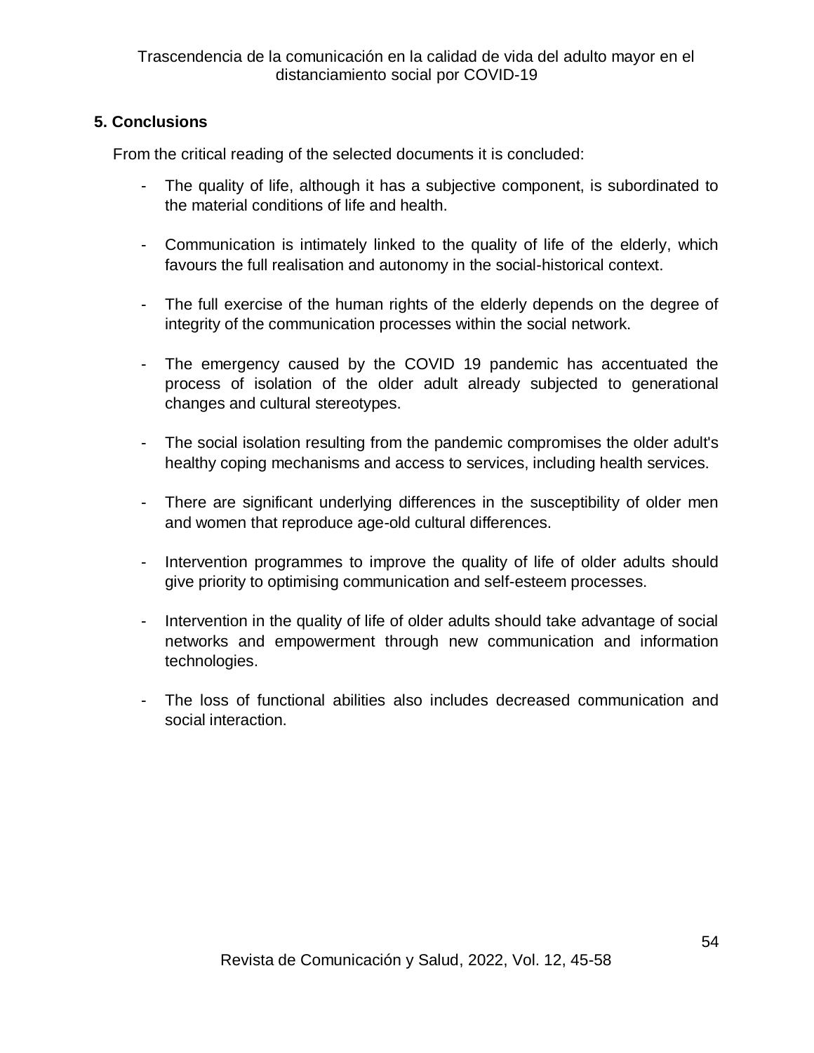## 5. Conclusions

From the critical reading of the selected documents it is concluded:

- The quality of life, although it has a subjective component, is subordinated to the material conditions of life and health.

- Communication is intimately linked to the quality of life of the elderly, which favours the full realisation and autonomy in the social-historical context.

- The full exercise of the human rights of the elderly depends on the degree of integrity of the communication processes within the social network.

- The emergency caused by the COVID 19 pandemic has accentuated the process of isolation of the older adult already subjected to generational changes and cultural stereotypes.

- The social isolation resulting from the pandemic compromises the older adult's healthy coping mechanisms and access to services, including health services.

- There are significant underlying differences in the susceptibility of older men and women that reproduce age-old cultural differences.

- Intervention programmes to improve the quality of life of older adults should give priority to optimising communication and self-esteem processes.

- Intervention in the quality of life of older adults should take advantage of social networks and empowerment through new communication and information technologies.

- The loss of functional abilities also includes decreased communication and social interaction.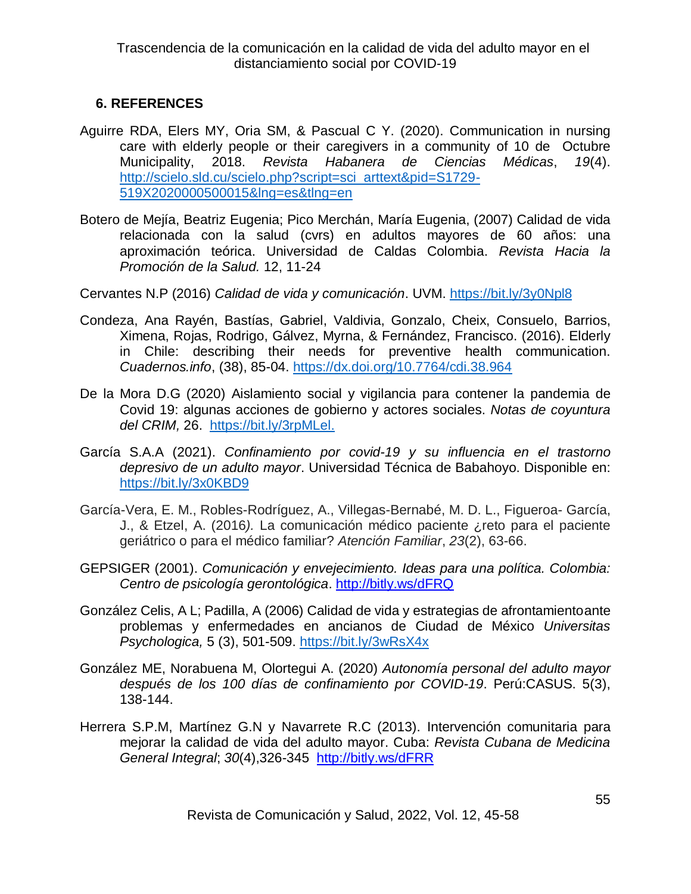## 6. REFERENCES

Aguirre RDA, Elers MY, Oria SM, & Pascual C Y. (2020). Communication in nursing care with elderly people or their caregivers in a community of 10 de Octubre Municipality, 2018. *Revista Habanera de Ciencias Médicas*, *19*(4). http://scielo.sld.cu/scielo.php?script=sci_arttext&pid=S1729-519X2020000500015&lng=es&tlng=en

Botero de Mejía, Beatriz Eugenia; Pico Merchán, María Eugenia, (2007) Calidad de vida relacionada con la salud (cvrs) en adultos mayores de 60 años: una aproximación teórica. Universidad de Caldas Colombia. *Revista Hacia la Promoción de la Salud.* 12, 11-24

Cervantes N.P (2016) *Calidad de vida y comunicación*. UVM. https://bit.ly/3y0Npl8

Condeza, Ana Rayén, Bastías, Gabriel, Valdivia, Gonzalo, Cheix, Consuelo, Barrios, Ximena, Rojas, Rodrigo, Gálvez, Myrna, & Fernández, Francisco. (2016). Elderly in Chile: describing their needs for preventive health communication. *Cuadernos.info*, (38), 85-04. https://dx.doi.org/10.7764/cdi.38.964

De la Mora D.G (2020) Aislamiento social y vigilancia para contener la pandemia de Covid 19: algunas acciones de gobierno y actores sociales. *Notas de coyuntura del CRIM,* 26. https://bit.ly/3rpMLel.

García S.A.A (2021). *Confinamiento por covid-19 y su influencia en el trastorno depresivo de un adulto mayor*. Universidad Técnica de Babahoyo. Disponible en: https://bit.ly/3x0KBD9

García-Vera, E. M., Robles-Rodríguez, A., Villegas-Bernabé, M. D. L., Figueroa- García, J., & Etzel, A. (2016*).* La comunicación médico paciente ¿reto para el paciente geriátrico o para el médico familiar? *Atención Familiar*, *23*(2), 63-66.

GEPSIGER (2001). *Comunicación y envejecimiento. Ideas para una política. Colombia: Centro de psicología gerontológica*. http://bitly.ws/dFRQ

González Celis, A L; Padilla, A (2006) Calidad de vida y estrategias de afrontamientoante problemas y enfermedades en ancianos de Ciudad de México *Universitas Psychologica,* 5 (3), 501-509. https://bit.ly/3wRsX4x

González ME, Norabuena M, Olortegui A. (2020) *Autonomía personal del adulto mayor después de los 100 días de confinamiento por COVID-19*. Perú:CASUS. 5(3), 138-144.

Herrera S.P.M, Martínez G.N y Navarrete R.C (2013). Intervención comunitaria para mejorar la calidad de vida del adulto mayor. Cuba: *Revista Cubana de Medicina General Integral*; *30*(4),326-345 http://bitly.ws/dFRR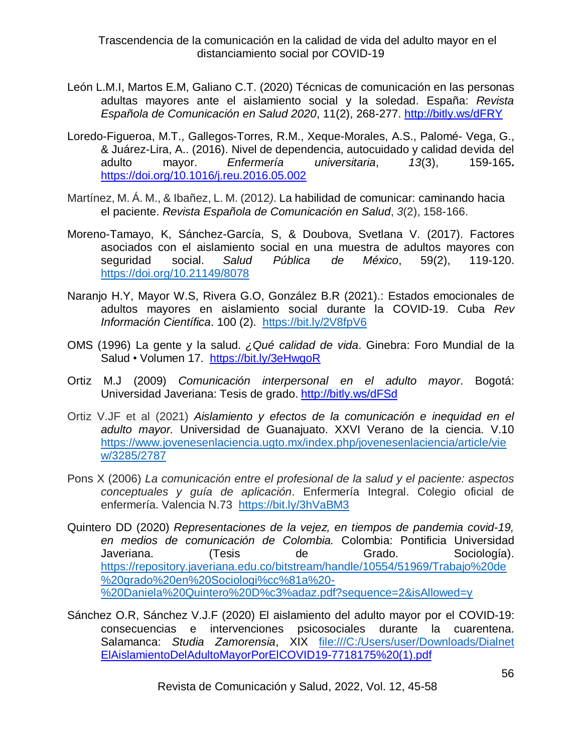León L.M.I, Martos E.M, Galiano C.T. (2020) Técnicas de comunicación en las personas adultas mayores ante el aislamiento social y la soledad. España: *Revista Española de Comunicación en Salud 2020*, 11(2), 268-277. http://bitly.ws/dFRY

Loredo-Figueroa, M.T., Gallegos-Torres, R.M., Xeque-Morales, A.S., Palomé- Vega, G., & Juárez-Lira, A.. (2016). Nivel de dependencia, autocuidado y calidad devida del adulto mayor. *Enfermería universitaria*, *13*(3), 159-165**.** https://doi.org/10.1016/j.reu.2016.05.002

Martínez, M. Á. M., & Ibañez, L. M. (2012*).* La habilidad de comunicar: caminando hacia el paciente. *Revista Española de Comunicación en Salud*, *3*(2), 158-166.

Moreno-Tamayo, K, Sánchez-García, S, & Doubova, Svetlana V. (2017). Factores asociados con el aislamiento social en una muestra de adultos mayores con seguridad social. *Salud Pública de México*, 59(2), 119-120. https://doi.org/10.21149/8078

Naranjo H.Y, Mayor W.S, Rivera G.O, González B.R (2021).: Estados emocionales de adultos mayores en aislamiento social durante la COVID-19. Cuba *Rev Información Científica*. 100 (2). https://bit.ly/2V8fpV6

OMS (1996) La gente y la salud. *¿Qué calidad de vida*. Ginebra: Foro Mundial de la Salud • Volumen 17. https://bit.ly/3eHwgoR

Ortiz M.J (2009) *Comunicación interpersonal en el adulto mayor*. Bogotá: Universidad Javeriana: Tesis de grado. http://bitly.ws/dFSd

Ortiz V.JF et al (2021) *Aislamiento y efectos de la comunicación e inequidad en el adulto mayor.* Universidad de Guanajuato. XXVI Verano de la ciencia. V.10 https://www.jovenesenlaciencia.ugto.mx/index.php/jovenesenlaciencia/article/view/3285/2787

Pons X (2006) *La comunicación entre el profesional de la salud y el paciente: aspectos conceptuales y guía de aplicación*. Enfermería Integral. Colegio oficial de enfermería. Valencia N.73 https://bit.ly/3hVaBM3

Quintero DD (2020) *Representaciones de la vejez, en tiempos de pandemia covid-19, en medios de comunicación de Colombia.* Colombia: Pontificia Universidad Javeriana. (Tesis de Grado. Sociología). https://repository.javeriana.edu.co/bitstream/handle/10554/51969/Trabajo%20de%20grado%20en%20Sociologi%cc%81a%20-%20Daniela%20Quintero%20D%c3%adaz.pdf?sequence=2&isAllowed=y

Sánchez O.R, Sánchez V.J.F (2020) El aislamiento del adulto mayor por el COVID-19: consecuencias e intervenciones psicosociales durante la cuarentena. Salamanca: *Studia Zamorensia*, XIX file:///C:/Users/user/Downloads/DialnetElAislamientoDelAdultoMayorPorElCOVID19-7718175%20(1).pdf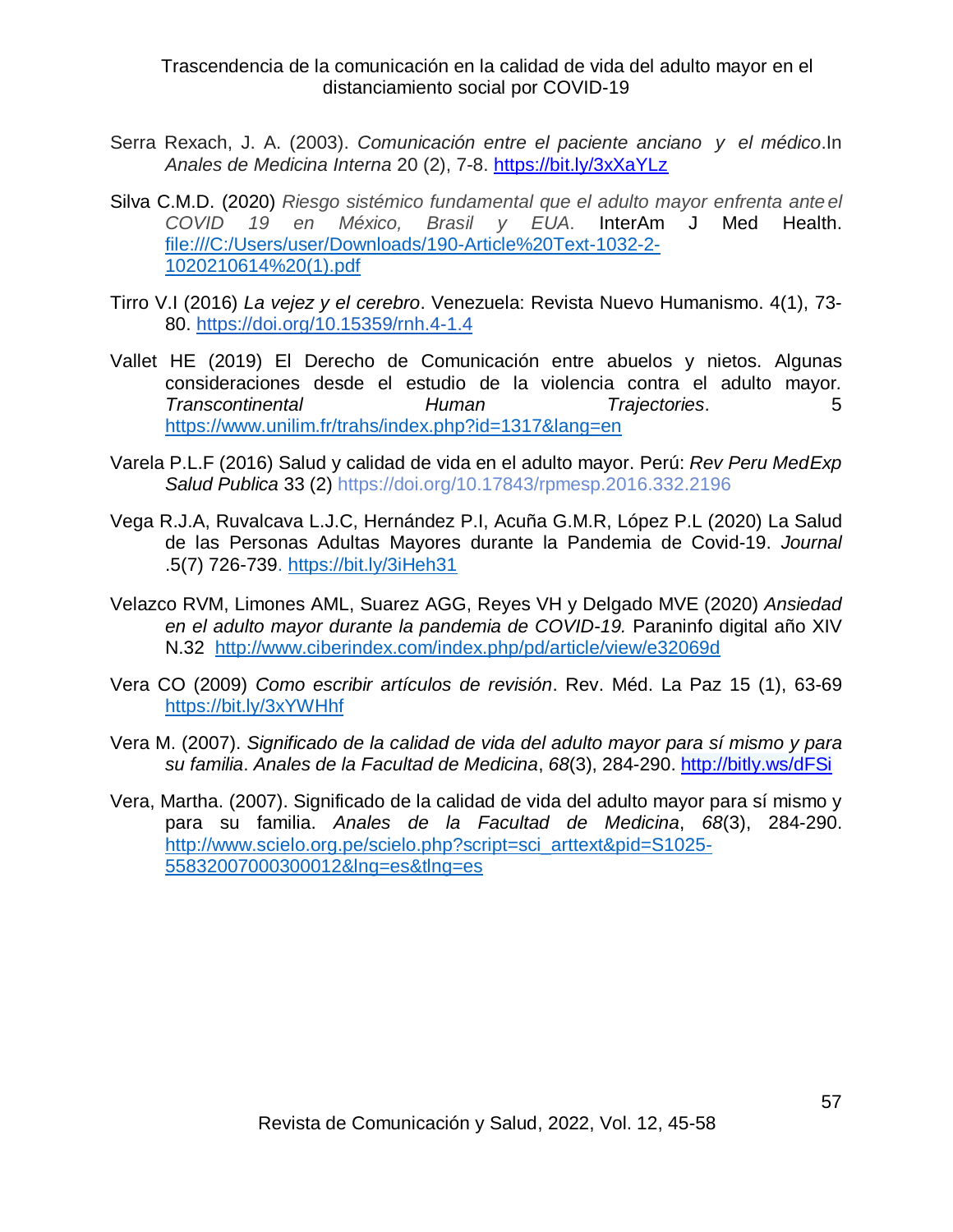Serra Rexach, J. A. (2003). *Comunicación entre el paciente anciano y el médico*.In *Anales de Medicina Interna* 20 (2), 7-8. https://bit.ly/3xXaYLz

Silva C.M.D. (2020) *Riesgo sistémico fundamental que el adulto mayor enfrenta ante el COVID 19 en México, Brasil y EUA*. InterAm J Med Health. file:///C:/Users/user/Downloads/190-Article%20Text-1032-2-1020210614%20(1).pdf

Tirro V.I (2016) *La vejez y el cerebro*. Venezuela: Revista Nuevo Humanismo. 4(1), 73-80. https://doi.org/10.15359/rnh.4-1.4

Vallet HE (2019) El Derecho de Comunicación entre abuelos y nietos. Algunas consideraciones desde el estudio de la violencia contra el adulto mayor. *Transcontinental Human Trajectories*. 5 https://www.unilim.fr/trahs/index.php?id=1317&lang=en

Varela P.L.F (2016) Salud y calidad de vida en el adulto mayor. Perú: *Rev Peru MedExp Salud Publica* 33 (2) https://doi.org/10.17843/rpmesp.2016.332.2196

Vega R.J.A, Ruvalcava L.J.C, Hernández P.I, Acuña G.M.R, López P.L (2020) La Salud de las Personas Adultas Mayores durante la Pandemia de Covid-19. *Journal* .5(7) 726-739. https://bit.ly/3iHeh31

Velazco RVM, Limones AML, Suarez AGG, Reyes VH y Delgado MVE (2020) *Ansiedad en el adulto mayor durante la pandemia de COVID-19.* Paraninfo digital año XIV N.32 http://www.ciberindex.com/index.php/pd/article/view/e32069d

Vera CO (2009) *Como escribir artículos de revisión*. Rev. Méd. La Paz 15 (1), 63-69 https://bit.ly/3xYWHhf

Vera M. (2007). *Significado de la calidad de vida del adulto mayor para sí mismo y para su familia*. *Anales de la Facultad de Medicina*, *68*(3), 284-290. http://bitly.ws/dFSi

Vera, Martha. (2007). Significado de la calidad de vida del adulto mayor para sí mismo y para su familia. *Anales de la Facultad de Medicina*, *68*(3), 284-290. http://www.scielo.org.pe/scielo.php?script=sci_arttext&pid=S1025-55832007000300012&lng=es&tlng=es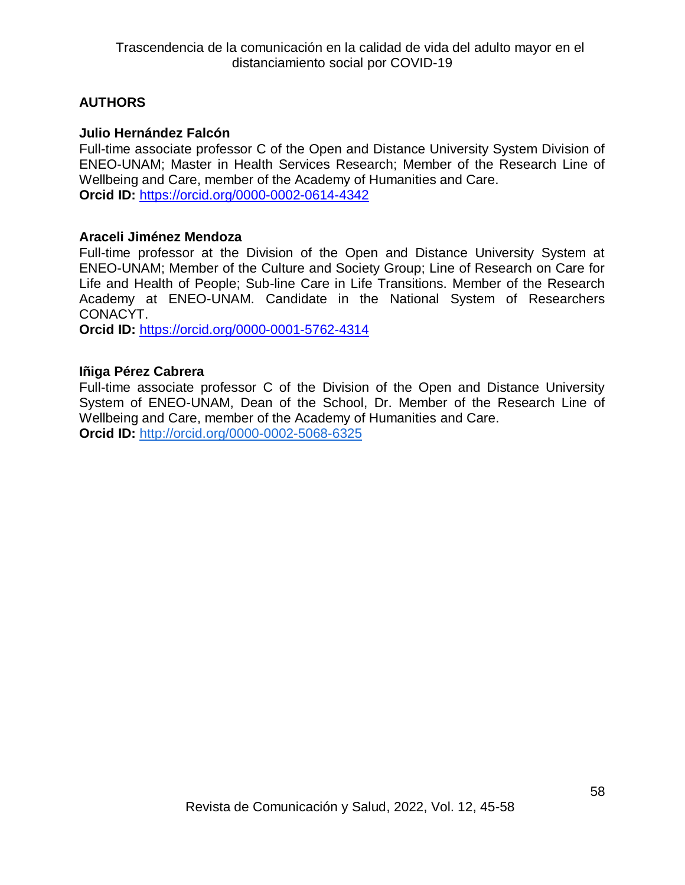## AUTHORS

**Julio Hernández Falcón**

Full-time associate professor C of the Open and Distance University System Division of ENEO-UNAM; Master in Health Services Research; Member of the Research Line of Wellbeing and Care, member of the Academy of Humanities and Care.

**Orcid ID:** https://orcid.org/0000-0002-0614-4342

**Araceli Jiménez Mendoza**

Full-time professor at the Division of the Open and Distance University System at ENEO-UNAM; Member of the Culture and Society Group; Line of Research on Care for Life and Health of People; Sub-line Care in Life Transitions. Member of the Research Academy at ENEO-UNAM. Candidate in the National System of Researchers CONACYT.

**Orcid ID:** https://orcid.org/0000-0001-5762-4314

**Iñiga Pérez Cabrera**

Full-time associate professor C of the Division of the Open and Distance University System of ENEO-UNAM, Dean of the School, Dr. Member of the Research Line of Wellbeing and Care, member of the Academy of Humanities and Care.

**Orcid ID:** http://orcid.org/0000-0002-5068-6325